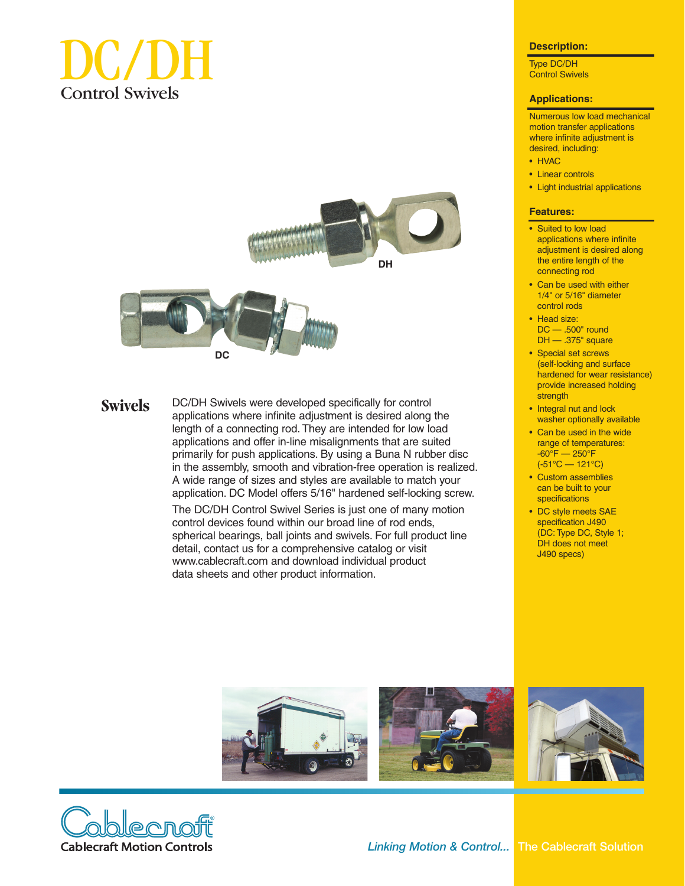# DC/DH

## Control Swivels

DH

DC

### Swivels

DC/DH Swivels were developed specifically for control applications where infinite adjustment is desired along the length of a connecting rod. They are intended for low load applications and offer in-line misalignments that are suited primarily for push applications. By using a Buna N rubber disc in the assembly, smooth and vibration-free operation is realized. A wide range of sizes and styles are available to match your application. DC Model offers 5/16" hardened self-locking screw.

The DC/DH Control Swivel Series is just one of many motion control devices found within our broad line of rod ends, spherical bearings, ball joints and swivels. For full product line detail, contact us for a comprehensive catalog or visit www.cablecraft.com and download individual product data sheets and other product information.

### Description:

Type DC/DH Control Swivels

### Applications:

Numerous low load mechanical motion transfer applications where infinite adjustment is desired, including:

- HVAC
- Linear controls
- Light industrial applications

### Features:

- Suited to low load applications where infinite adjustment is desired along the entire length of the connecting rod
- Can be used with either 1/4" or 5/16" diameter control rods
- Head size:
  DC — .500" round
  DH — .375" square
- Special set screws (self-locking and surface hardened for wear resistance) provide increased holding strength
- Integral nut and lock washer optionally available
- Can be used in the wide range of temperatures: -60°F — 250°F (-51°C — 121°C)
- Custom assemblies can be built to your specifications
- DC style meets SAE specification J490 (DC: Type DC, Style 1; DH does not meet J490 specs)

Cablecraft Motion Controls

*Linking Motion & Control...* The Cablecraft Solution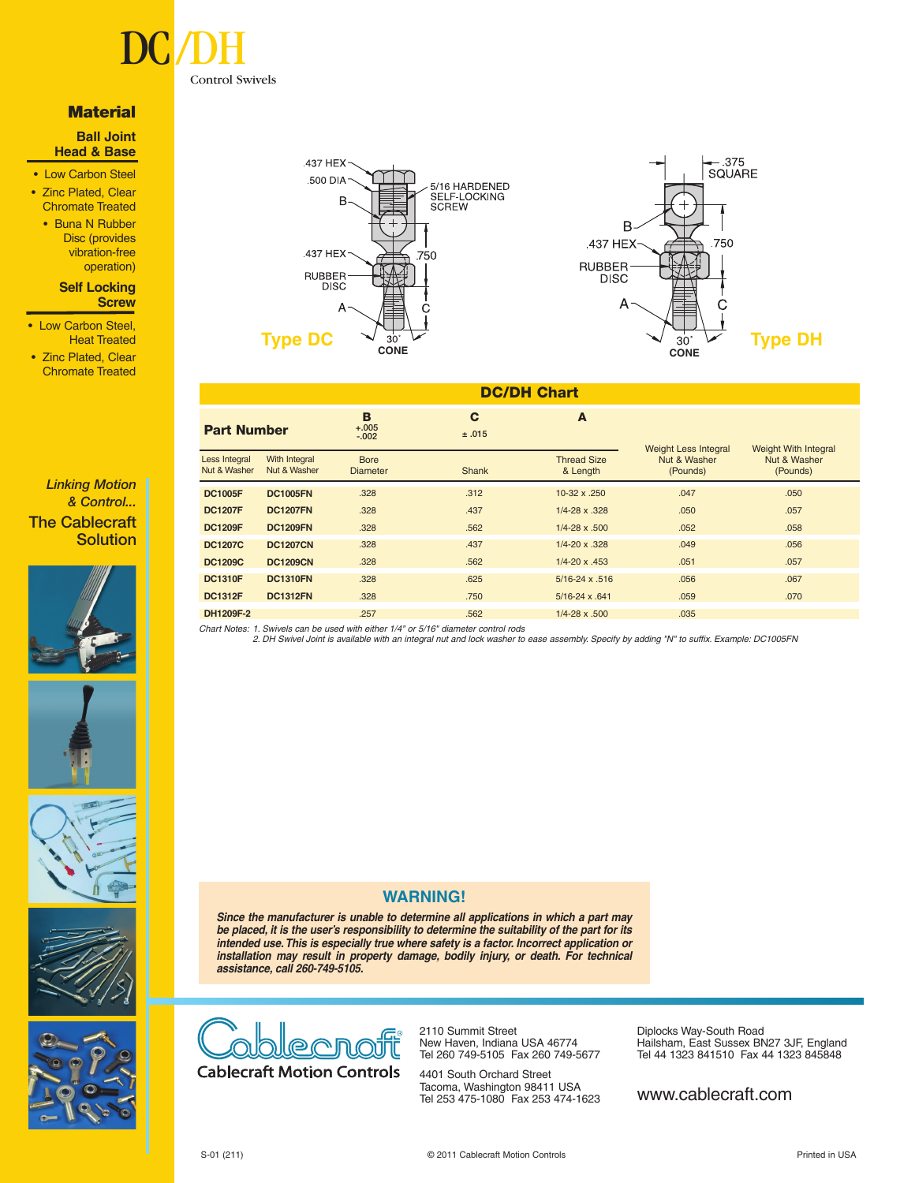# DC/DH

Control Swivels

## Material

### Ball Joint Head & Base

- Low Carbon Steel
- Zinc Plated, Clear Chromate Treated
- Buna N Rubber Disc (provides vibration-free operation)

### Self Locking Screw

- Low Carbon Steel, Heat Treated
- Zinc Plated, Clear Chromate Treated

*Linking Motion & Control...*

**The Cablecraft Solution**

.437 HEX
.500 DIA
B
5/16 HARDENED SELF-LOCKING SCREW
.437 HEX
.750
RUBBER DISC
A
C
30° CONE
Type DC

.375 SQUARE
B
.437 HEX
.750
RUBBER DISC
A
C
30° CONE
Type DH

## DC/DH Chart

| Part Number | | B +.005 -.002 | C ± .015 | A | | |
|---|---|---|---|---|---|---|
| Less Integral Nut & Washer | With Integral Nut & Washer | Bore Diameter | Shank | Thread Size & Length | Weight Less Integral Nut & Washer (Pounds) | Weight With Integral Nut & Washer (Pounds) |
| DC1005F | DC1005FN | .328 | .312 | 10-32 x .250 | .047 | .050 |
| DC1207F | DC1207FN | .328 | .437 | 1/4-28 x .328 | .050 | .057 |
| DC1209F | DC1209FN | .328 | .562 | 1/4-28 x .500 | .052 | .058 |
| DC1207C | DC1207CN | .328 | .437 | 1/4-20 x .328 | .049 | .056 |
| DC1209C | DC1209CN | .328 | .562 | 1/4-20 x .453 | .051 | .057 |
| DC1310F | DC1310FN | .328 | .625 | 5/16-24 x .516 | .056 | .067 |
| DC1312F | DC1312FN | .328 | .750 | 5/16-24 x .641 | .059 | .070 |
| DH1209F-2 | | .257 | .562 | 1/4-28 x .500 | .035 | |

*Chart Notes: 1. Swivels can be used with either 1/4" or 5/16" diameter control rods*
*2. DH Swivel Joint is available with an integral nut and lock washer to ease assembly. Specify by adding "N" to suffix. Example: DC1005FN*

### WARNING!

***Since the manufacturer is unable to determine all applications in which a part may be placed, it is the user's responsibility to determine the suitability of the part for its intended use. This is especially true where safety is a factor. Incorrect application or installation may result in property damage, bodily injury, or death. For technical assistance, call 260-749-5105.***

Cablecraft Motion Controls

2110 Summit Street
New Haven, Indiana USA 46774
Tel 260 749-5105 Fax 260 749-5677

4401 South Orchard Street
Tacoma, Washington 98411 USA
Tel 253 475-1080 Fax 253 474-1623

Diplocks Way-South Road
Hailsham, East Sussex BN27 3JF, England
Tel 44 1323 841510 Fax 44 1323 845848

www.cablecraft.com

S-01 (211) © 2011 Cablecraft Motion Controls Printed in USA